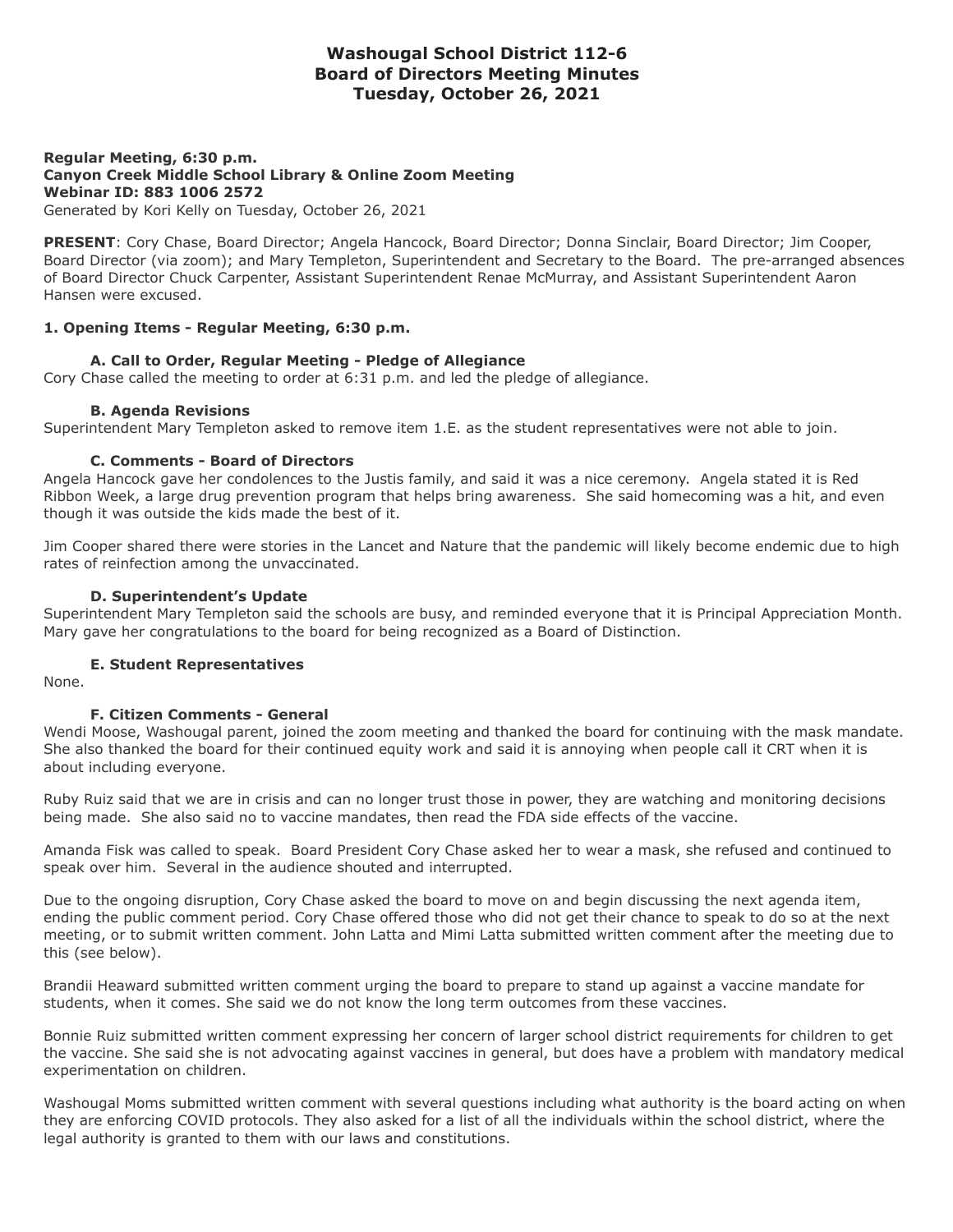# Washougal School District 112-6
# Board of Directors Meeting Minutes
# Tuesday, October 26, 2021

**Regular Meeting, 6:30 p.m.**
**Canyon Creek Middle School Library & Online Zoom Meeting**
**Webinar ID: 883 1006 2572**
Generated by Kori Kelly on Tuesday, October 26, 2021

**PRESENT**: Cory Chase, Board Director; Angela Hancock, Board Director; Donna Sinclair, Board Director; Jim Cooper, Board Director (via zoom); and Mary Templeton, Superintendent and Secretary to the Board. The pre-arranged absences of Board Director Chuck Carpenter, Assistant Superintendent Renae McMurray, and Assistant Superintendent Aaron Hansen were excused.

### 1. Opening Items - Regular Meeting, 6:30 p.m.

#### A. Call to Order, Regular Meeting - Pledge of Allegiance

Cory Chase called the meeting to order at 6:31 p.m. and led the pledge of allegiance.

#### B. Agenda Revisions

Superintendent Mary Templeton asked to remove item 1.E. as the student representatives were not able to join.

#### C. Comments - Board of Directors

Angela Hancock gave her condolences to the Justis family, and said it was a nice ceremony. Angela stated it is Red Ribbon Week, a large drug prevention program that helps bring awareness. She said homecoming was a hit, and even though it was outside the kids made the best of it.

Jim Cooper shared there were stories in the Lancet and Nature that the pandemic will likely become endemic due to high rates of reinfection among the unvaccinated.

#### D. Superintendent's Update

Superintendent Mary Templeton said the schools are busy, and reminded everyone that it is Principal Appreciation Month. Mary gave her congratulations to the board for being recognized as a Board of Distinction.

#### E. Student Representatives

None.

#### F. Citizen Comments - General

Wendi Moose, Washougal parent, joined the zoom meeting and thanked the board for continuing with the mask mandate. She also thanked the board for their continued equity work and said it is annoying when people call it CRT when it is about including everyone.

Ruby Ruiz said that we are in crisis and can no longer trust those in power, they are watching and monitoring decisions being made. She also said no to vaccine mandates, then read the FDA side effects of the vaccine.

Amanda Fisk was called to speak. Board President Cory Chase asked her to wear a mask, she refused and continued to speak over him. Several in the audience shouted and interrupted.

Due to the ongoing disruption, Cory Chase asked the board to move on and begin discussing the next agenda item, ending the public comment period. Cory Chase offered those who did not get their chance to speak to do so at the next meeting, or to submit written comment. John Latta and Mimi Latta submitted written comment after the meeting due to this (see below).

Brandii Heaward submitted written comment urging the board to prepare to stand up against a vaccine mandate for students, when it comes. She said we do not know the long term outcomes from these vaccines.

Bonnie Ruiz submitted written comment expressing her concern of larger school district requirements for children to get the vaccine. She said she is not advocating against vaccines in general, but does have a problem with mandatory medical experimentation on children.

Washougal Moms submitted written comment with several questions including what authority is the board acting on when they are enforcing COVID protocols. They also asked for a list of all the individuals within the school district, where the legal authority is granted to them with our laws and constitutions.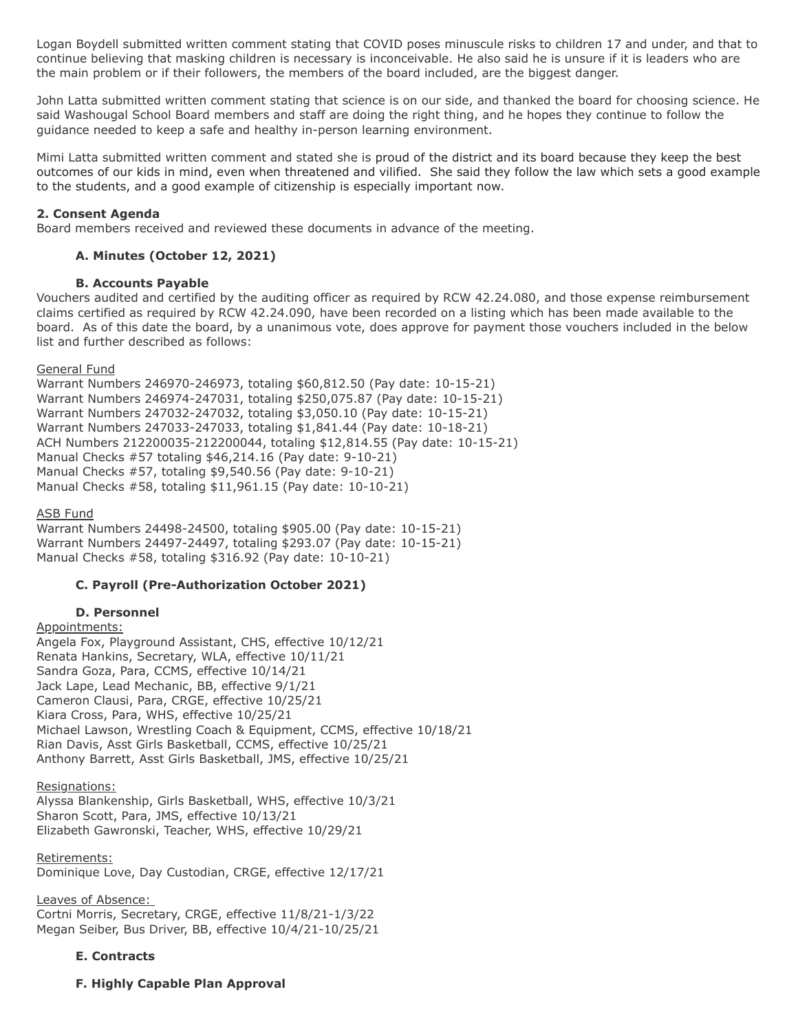Logan Boydell submitted written comment stating that COVID poses minuscule risks to children 17 and under, and that to continue believing that masking children is necessary is inconceivable. He also said he is unsure if it is leaders who are the main problem or if their followers, the members of the board included, are the biggest danger.

John Latta submitted written comment stating that science is on our side, and thanked the board for choosing science. He said Washougal School Board members and staff are doing the right thing, and he hopes they continue to follow the guidance needed to keep a safe and healthy in-person learning environment.

Mimi Latta submitted written comment and stated she is proud of the district and its board because they keep the best outcomes of our kids in mind, even when threatened and vilified. She said they follow the law which sets a good example to the students, and a good example of citizenship is especially important now.

**2. Consent Agenda**
Board members received and reviewed these documents in advance of the meeting.

**A. Minutes (October 12, 2021)**

**B. Accounts Payable**
Vouchers audited and certified by the auditing officer as required by RCW 42.24.080, and those expense reimbursement claims certified as required by RCW 42.24.090, have been recorded on a listing which has been made available to the board. As of this date the board, by a unanimous vote, does approve for payment those vouchers included in the below list and further described as follows:

General Fund
Warrant Numbers 246970-246973, totaling $60,812.50 (Pay date: 10-15-21)
Warrant Numbers 246974-247031, totaling $250,075.87 (Pay date: 10-15-21)
Warrant Numbers 247032-247032, totaling $3,050.10 (Pay date: 10-15-21)
Warrant Numbers 247033-247033, totaling $1,841.44 (Pay date: 10-18-21)
ACH Numbers 212200035-212200044, totaling $12,814.55 (Pay date: 10-15-21)
Manual Checks #57 totaling $46,214.16 (Pay date: 9-10-21)
Manual Checks #57, totaling $9,540.56 (Pay date: 9-10-21)
Manual Checks #58, totaling $11,961.15 (Pay date: 10-10-21)

ASB Fund
Warrant Numbers 24498-24500, totaling $905.00 (Pay date: 10-15-21)
Warrant Numbers 24497-24497, totaling $293.07 (Pay date: 10-15-21)
Manual Checks #58, totaling $316.92 (Pay date: 10-10-21)

**C. Payroll (Pre-Authorization October 2021)**

**D. Personnel**
Appointments:
Angela Fox, Playground Assistant, CHS, effective 10/12/21
Renata Hankins, Secretary, WLA, effective 10/11/21
Sandra Goza, Para, CCMS, effective 10/14/21
Jack Lape, Lead Mechanic, BB, effective 9/1/21
Cameron Clausi, Para, CRGE, effective 10/25/21
Kiara Cross, Para, WHS, effective 10/25/21
Michael Lawson, Wrestling Coach & Equipment, CCMS, effective 10/18/21
Rian Davis, Asst Girls Basketball, CCMS, effective 10/25/21
Anthony Barrett, Asst Girls Basketball, JMS, effective 10/25/21

Resignations:
Alyssa Blankenship, Girls Basketball, WHS, effective 10/3/21
Sharon Scott, Para, JMS, effective 10/13/21
Elizabeth Gawronski, Teacher, WHS, effective 10/29/21

Retirements:
Dominique Love, Day Custodian, CRGE, effective 12/17/21

Leaves of Absence:
Cortni Morris, Secretary, CRGE, effective 11/8/21-1/3/22
Megan Seiber, Bus Driver, BB, effective 10/4/21-10/25/21

**E. Contracts**

**F. Highly Capable Plan Approval**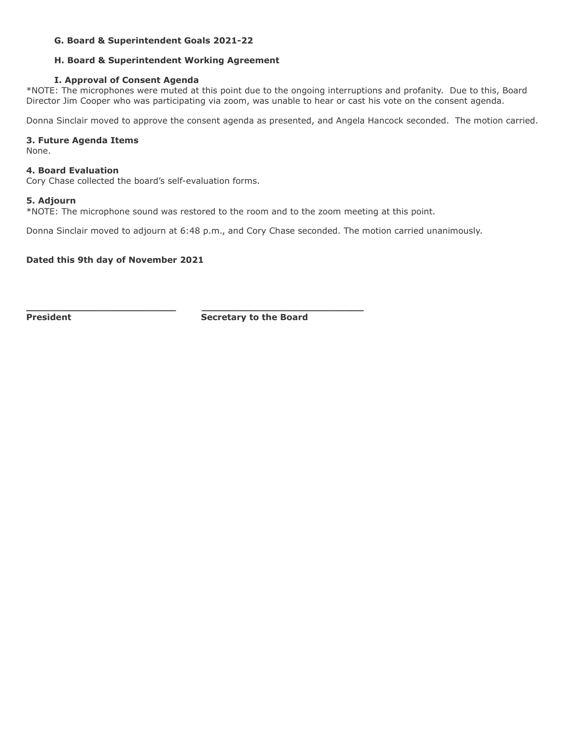**G. Board & Superintendent Goals 2021-22**

**H. Board & Superintendent Working Agreement**

**I. Approval of Consent Agenda**

*NOTE: The microphones were muted at this point due to the ongoing interruptions and profanity. Due to this, Board Director Jim Cooper who was participating via zoom, was unable to hear or cast his vote on the consent agenda.

Donna Sinclair moved to approve the consent agenda as presented, and Angela Hancock seconded. The motion carried.

**3. Future Agenda Items**

None.

**4. Board Evaluation**

Cory Chase collected the board's self-evaluation forms.

**5. Adjourn**

*NOTE: The microphone sound was restored to the room and to the zoom meeting at this point.

Donna Sinclair moved to adjourn at 6:48 p.m., and Cory Chase seconded. The motion carried unanimously.

**Dated this 9th day of November 2021**

___________________________ ______________________________

**President** **Secretary to the Board**